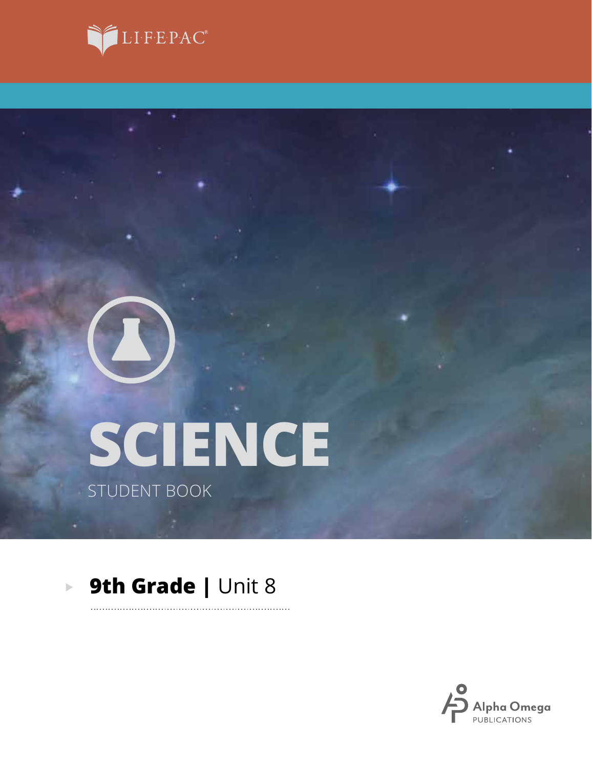LIFEPAC®

# SCIENCE

STUDENT BOOK

**9th Grade |** Unit 8

Alpha Omega PUBLICATIONS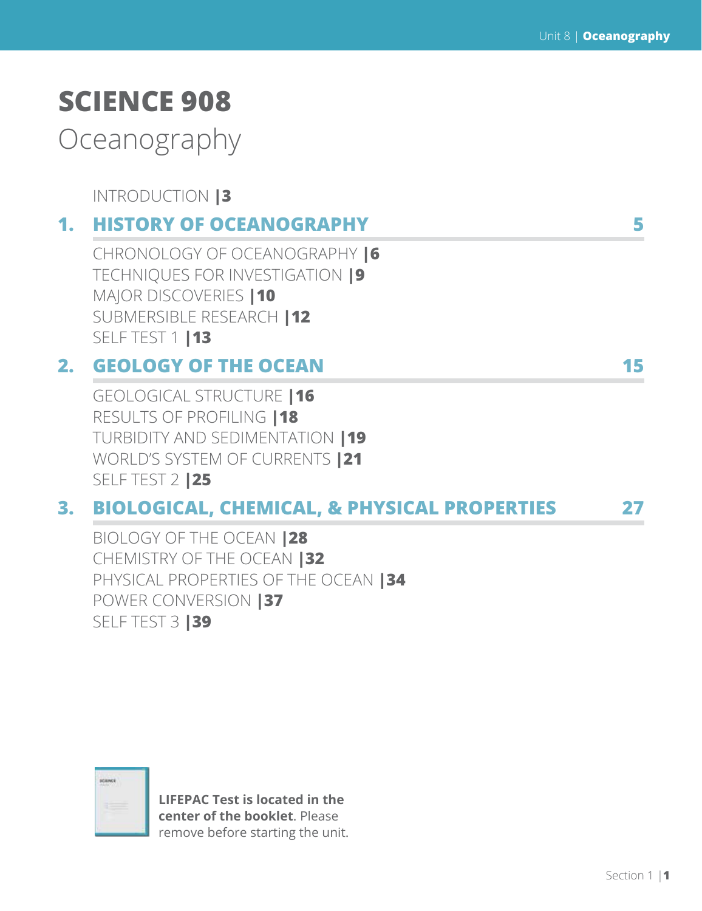# SCIENCE 908

## Oceanography

INTRODUCTION |3

## 1. HISTORY OF OCEANOGRAPHY — 5

CHRONOLOGY OF OCEANOGRAPHY |6
TECHNIQUES FOR INVESTIGATION |9
MAJOR DISCOVERIES |10
SUBMERSIBLE RESEARCH |12
SELF TEST 1 |13

## 2. GEOLOGY OF THE OCEAN — 15

GEOLOGICAL STRUCTURE |16
RESULTS OF PROFILING |18
TURBIDITY AND SEDIMENTATION |19
WORLD'S SYSTEM OF CURRENTS |21
SELF TEST 2 |25

## 3. BIOLOGICAL, CHEMICAL, & PHYSICAL PROPERTIES — 27

BIOLOGY OF THE OCEAN |28
CHEMISTRY OF THE OCEAN |32
PHYSICAL PROPERTIES OF THE OCEAN |34
POWER CONVERSION |37
SELF TEST 3 |39

**LIFEPAC Test is located in the center of the booklet**. Please remove before starting the unit.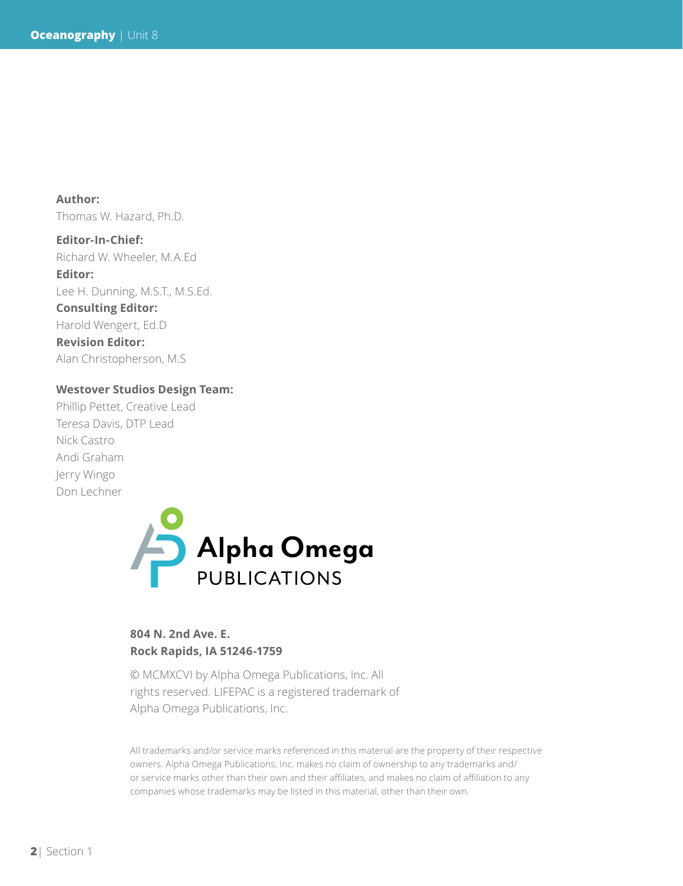**Author:**
Thomas W. Hazard, Ph.D.

**Editor-In-Chief:**
Richard W. Wheeler, M.A.Ed

**Editor:**
Lee H. Dunning, M.S.T., M.S.Ed.

**Consulting Editor:**
Harold Wengert, Ed.D

**Revision Editor:**
Alan Christopherson, M.S

**Westover Studios Design Team:**
Phillip Pettet, Creative Lead
Teresa Davis, DTP Lead
Nick Castro
Andi Graham
Jerry Wingo
Don Lechner

Alpha Omega
PUBLICATIONS

**804 N. 2nd Ave. E.**
**Rock Rapids, IA 51246-1759**

© MCMXCVI by Alpha Omega Publications, Inc. All rights reserved. LIFEPAC is a registered trademark of Alpha Omega Publications, Inc.

All trademarks and/or service marks referenced in this material are the property of their respective owners. Alpha Omega Publications, Inc. makes no claim of ownership to any trademarks and/or service marks other than their own and their affiliates, and makes no claim of affiliation to any companies whose trademarks may be listed in this material, other than their own.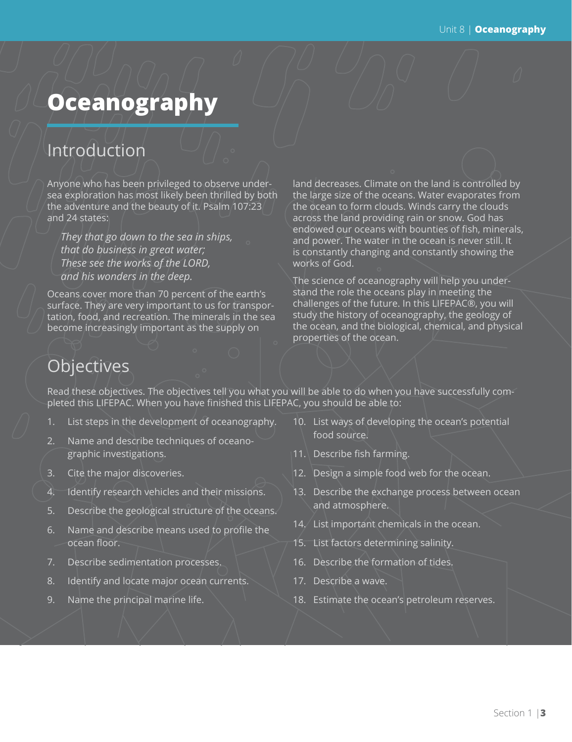# Oceanography

## Introduction

Anyone who has been privileged to observe undersea exploration has most likely been thrilled by both the adventure and the beauty of it. Psalm 107:23 and 24 states:

> *They that go down to the sea in ships,*
> *that do business in great water;*
> *These see the works of the LORD,*
> *and his wonders in the deep.*

Oceans cover more than 70 percent of the earth's surface. They are very important to us for transportation, food, and recreation. The minerals in the sea become increasingly important as the supply on land decreases. Climate on the land is controlled by the large size of the oceans. Water evaporates from the ocean to form clouds. Winds carry the clouds across the land providing rain or snow. God has endowed our oceans with bounties of fish, minerals, and power. The water in the ocean is never still. It is constantly changing and constantly showing the works of God.

The science of oceanography will help you understand the role the oceans play in meeting the challenges of the future. In this LIFEPAC®, you will study the history of oceanography, the geology of the ocean, and the biological, chemical, and physical properties of the ocean.

## Objectives

Read these objectives. The objectives tell you what you will be able to do when you have successfully completed this LIFEPAC. When you have finished this LIFEPAC, you should be able to:

1. List steps in the development of oceanography.
2. Name and describe techniques of oceanographic investigations.
3. Cite the major discoveries.
4. Identify research vehicles and their missions.
5. Describe the geological structure of the oceans.
6. Name and describe means used to profile the ocean floor.
7. Describe sedimentation processes.
8. Identify and locate major ocean currents.
9. Name the principal marine life.
10. List ways of developing the ocean's potential food source.
11. Describe fish farming.
12. Design a simple food web for the ocean.
13. Describe the exchange process between ocean and atmosphere.
14. List important chemicals in the ocean.
15. List factors determining salinity.
16. Describe the formation of tides.
17. Describe a wave.
18. Estimate the ocean's petroleum reserves.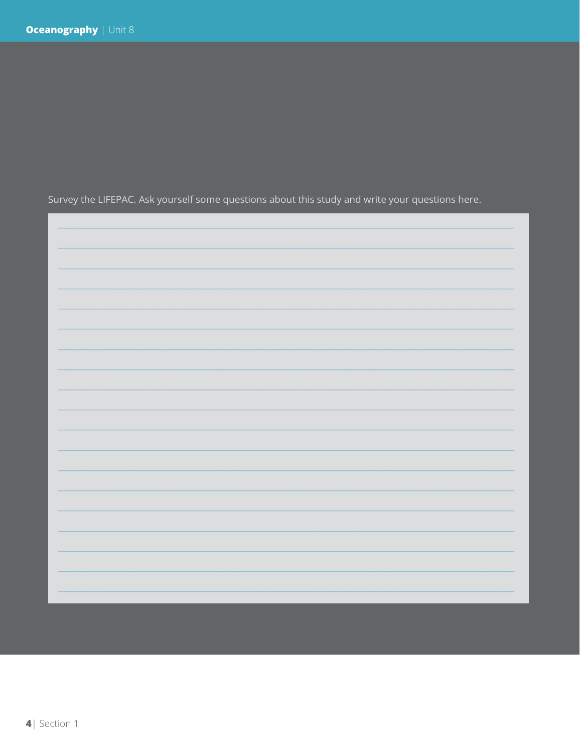Survey the LIFEPAC. Ask yourself some questions about this study and write your questions here.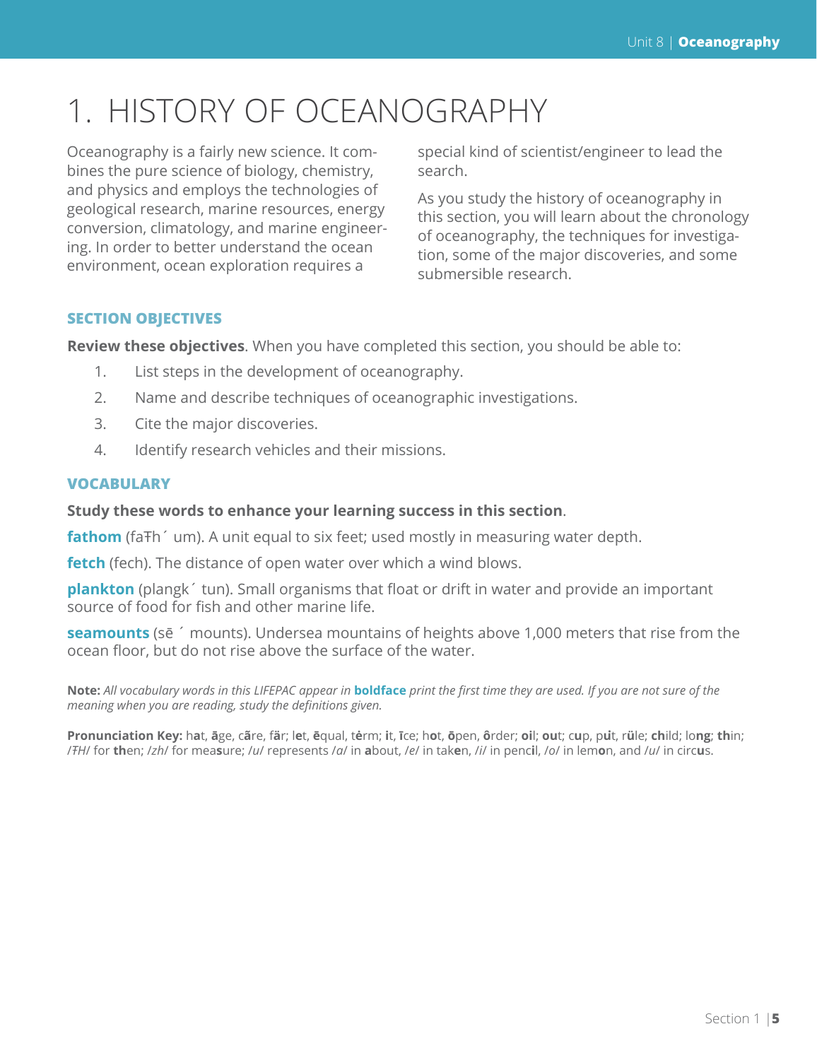# 1. HISTORY OF OCEANOGRAPHY

Oceanography is a fairly new science. It combines the pure science of biology, chemistry, and physics and employs the technologies of geological research, marine resources, energy conversion, climatology, and marine engineering. In order to better understand the ocean environment, ocean exploration requires a special kind of scientist/engineer to lead the search.

As you study the history of oceanography in this section, you will learn about the chronology of oceanography, the techniques for investigation, some of the major discoveries, and some submersible research.

### SECTION OBJECTIVES

**Review these objectives**. When you have completed this section, you should be able to:

1. List steps in the development of oceanography.
2. Name and describe techniques of oceanographic investigations.
3. Cite the major discoveries.
4. Identify research vehicles and their missions.

### VOCABULARY

**Study these words to enhance your learning success in this section**.

**fathom** (faŦh´ um). A unit equal to six feet; used mostly in measuring water depth.

**fetch** (fech). The distance of open water over which a wind blows.

**plankton** (plangk´ tun). Small organisms that float or drift in water and provide an important source of food for fish and other marine life.

**seamounts** (sē ´ mounts). Undersea mountains of heights above 1,000 meters that rise from the ocean floor, but do not rise above the surface of the water.

**Note:** *All vocabulary words in this LIFEPAC appear in* **boldface** *print the first time they are used. If you are not sure of the meaning when you are reading, study the definitions given.*

**Pronunciation Key:** h**a**t, **ā**ge, c**ã**re, f**ä**r; l**e**t, **ē**qual, t**ė**rm; **i**t, **ī**ce; h**o**t, **ō**pen, **ô**rder; **oi**l; **ou**t; c**u**p, p**u̇**t, r**ü**le; **ch**ild; lo**ng**; **th**in; /ŦH/ for **th**en; /zh/ for mea**s**ure; /u/ represents /a/ in **a**bout, /e/ in tak**e**n, /i/ in penc**i**l, /o/ in lem**o**n, and /u/ in circ**u**s.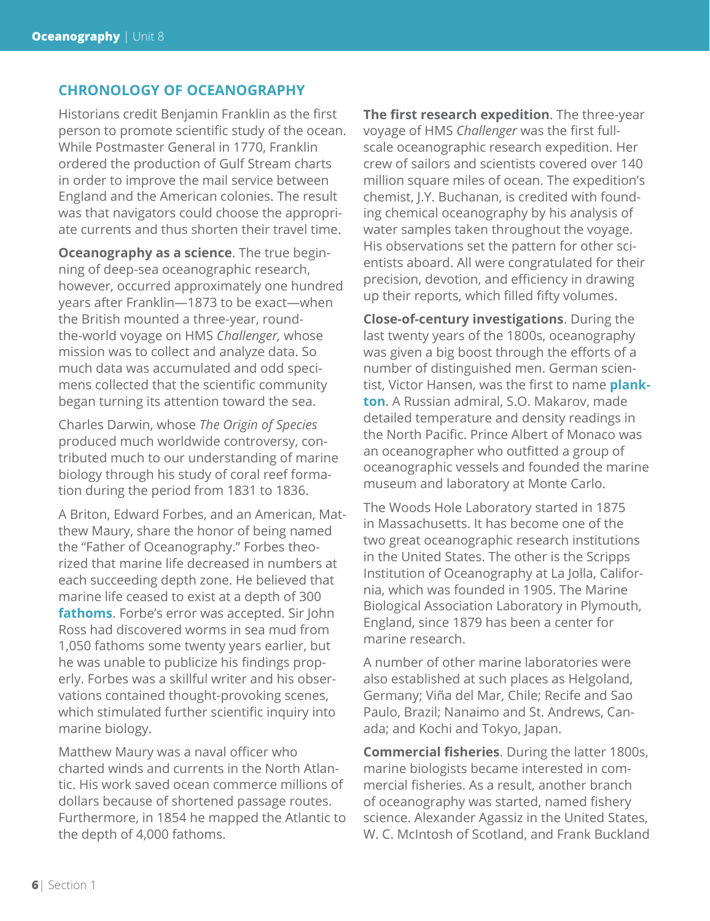## CHRONOLOGY OF OCEANOGRAPHY

Historians credit Benjamin Franklin as the first person to promote scientific study of the ocean. While Postmaster General in 1770, Franklin ordered the production of Gulf Stream charts in order to improve the mail service between England and the American colonies. The result was that navigators could choose the appropriate currents and thus shorten their travel time.

**Oceanography as a science**. The true beginning of deep-sea oceanographic research, however, occurred approximately one hundred years after Franklin—1873 to be exact—when the British mounted a three-year, round-the-world voyage on HMS *Challenger,* whose mission was to collect and analyze data. So much data was accumulated and odd specimens collected that the scientific community began turning its attention toward the sea.

Charles Darwin, whose *The Origin of Species* produced much worldwide controversy, contributed much to our understanding of marine biology through his study of coral reef formation during the period from 1831 to 1836.

A Briton, Edward Forbes, and an American, Matthew Maury, share the honor of being named the "Father of Oceanography." Forbes theorized that marine life decreased in numbers at each succeeding depth zone. He believed that marine life ceased to exist at a depth of 300 **fathoms**. Forbe's error was accepted. Sir John Ross had discovered worms in sea mud from 1,050 fathoms some twenty years earlier, but he was unable to publicize his findings properly. Forbes was a skillful writer and his observations contained thought-provoking scenes, which stimulated further scientific inquiry into marine biology.

Matthew Maury was a naval officer who charted winds and currents in the North Atlantic. His work saved ocean commerce millions of dollars because of shortened passage routes. Furthermore, in 1854 he mapped the Atlantic to the depth of 4,000 fathoms.

**The first research expedition**. The three-year voyage of HMS *Challenger* was the first full-scale oceanographic research expedition. Her crew of sailors and scientists covered over 140 million square miles of ocean. The expedition's chemist, J.Y. Buchanan, is credited with founding chemical oceanography by his analysis of water samples taken throughout the voyage. His observations set the pattern for other scientists aboard. All were congratulated for their precision, devotion, and efficiency in drawing up their reports, which filled fifty volumes.

**Close-of-century investigations**. During the last twenty years of the 1800s, oceanography was given a big boost through the efforts of a number of distinguished men. German scientist, Victor Hansen, was the first to name **plankton**. A Russian admiral, S.O. Makarov, made detailed temperature and density readings in the North Pacific. Prince Albert of Monaco was an oceanographer who outfitted a group of oceanographic vessels and founded the marine museum and laboratory at Monte Carlo.

The Woods Hole Laboratory started in 1875 in Massachusetts. It has become one of the two great oceanographic research institutions in the United States. The other is the Scripps Institution of Oceanography at La Jolla, California, which was founded in 1905. The Marine Biological Association Laboratory in Plymouth, England, since 1879 has been a center for marine research.

A number of other marine laboratories were also established at such places as Helgoland, Germany; Viña del Mar, Chile; Recife and Sao Paulo, Brazil; Nanaimo and St. Andrews, Canada; and Kochi and Tokyo, Japan.

**Commercial fisheries**. During the latter 1800s, marine biologists became interested in commercial fisheries. As a result, another branch of oceanography was started, named fishery science. Alexander Agassiz in the United States, W. C. McIntosh of Scotland, and Frank Buckland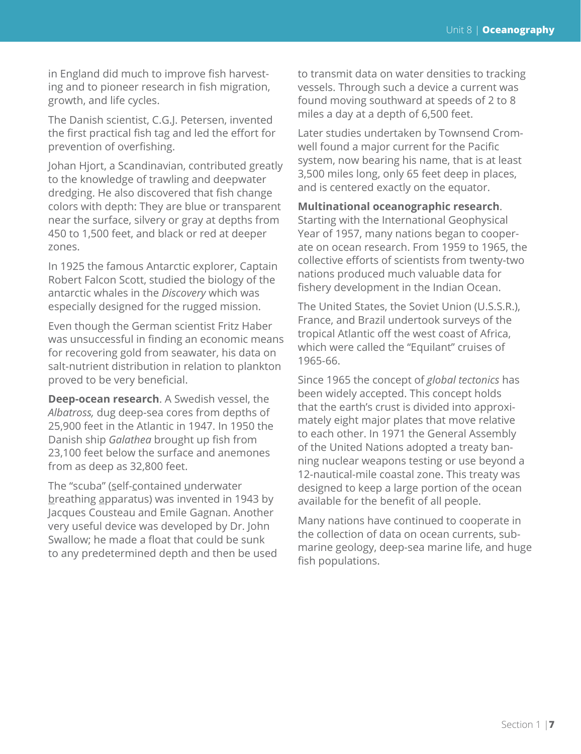in England did much to improve fish harvesting and to pioneer research in fish migration, growth, and life cycles.

The Danish scientist, C.G.J. Petersen, invented the first practical fish tag and led the effort for prevention of overfishing.

Johan Hjort, a Scandinavian, contributed greatly to the knowledge of trawling and deepwater dredging. He also discovered that fish change colors with depth: They are blue or transparent near the surface, silvery or gray at depths from 450 to 1,500 feet, and black or red at deeper zones.

In 1925 the famous Antarctic explorer, Captain Robert Falcon Scott, studied the biology of the antarctic whales in the *Discovery* which was especially designed for the rugged mission.

Even though the German scientist Fritz Haber was unsuccessful in finding an economic means for recovering gold from seawater, his data on salt-nutrient distribution in relation to plankton proved to be very beneficial.

**Deep-ocean research**. A Swedish vessel, the *Albatross,* dug deep-sea cores from depths of 25,900 feet in the Atlantic in 1947. In 1950 the Danish ship *Galathea* brought up fish from 23,100 feet below the surface and anemones from as deep as 32,800 feet.

The "scuba" (self-contained underwater breathing apparatus) was invented in 1943 by Jacques Cousteau and Emile Gagnan. Another very useful device was developed by Dr. John Swallow; he made a float that could be sunk to any predetermined depth and then be used to transmit data on water densities to tracking vessels. Through such a device a current was found moving southward at speeds of 2 to 8 miles a day at a depth of 6,500 feet.

Later studies undertaken by Townsend Cromwell found a major current for the Pacific system, now bearing his name, that is at least 3,500 miles long, only 65 feet deep in places, and is centered exactly on the equator.

**Multinational oceanographic research**. Starting with the International Geophysical Year of 1957, many nations began to cooperate on ocean research. From 1959 to 1965, the collective efforts of scientists from twenty-two nations produced much valuable data for fishery development in the Indian Ocean.

The United States, the Soviet Union (U.S.S.R.), France, and Brazil undertook surveys of the tropical Atlantic off the west coast of Africa, which were called the "Equilant" cruises of 1965-66.

Since 1965 the concept of *global tectonics* has been widely accepted. This concept holds that the earth's crust is divided into approximately eight major plates that move relative to each other. In 1971 the General Assembly of the United Nations adopted a treaty banning nuclear weapons testing or use beyond a 12-nautical-mile coastal zone. This treaty was designed to keep a large portion of the ocean available for the benefit of all people.

Many nations have continued to cooperate in the collection of data on ocean currents, submarine geology, deep-sea marine life, and huge fish populations.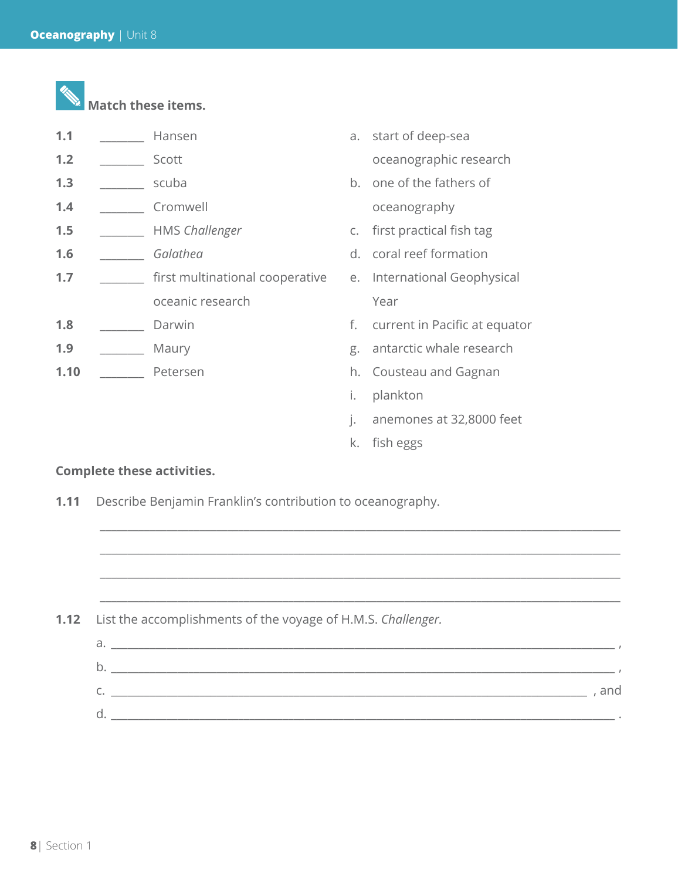**Match these items.**

1.1 ________ Hansen

1.2 ________ Scott

1.3 ________ scuba

1.4 ________ Cromwell

1.5 ________ HMS *Challenger*

1.6 ________ *Galathea*

1.7 ________ first multinational cooperative oceanic research

1.8 ________ Darwin

1.9 ________ Maury

1.10 ________ Petersen

a. start of deep-sea oceanographic research

b. one of the fathers of oceanography

c. first practical fish tag

d. coral reef formation

e. International Geophysical Year

f. current in Pacific at equator

g. antarctic whale research

h. Cousteau and Gagnan

i. plankton

j. anemones at 32,8000 feet

k. fish eggs

**Complete these activities.**

1.11 Describe Benjamin Franklin's contribution to oceanography.

______________________________________________________________________

______________________________________________________________________

______________________________________________________________________

______________________________________________________________________

1.12 List the accomplishments of the voyage of H.M.S. *Challenger.*

a. ______________________________________________________________________ ,

b. ______________________________________________________________________ ,

c. ____________________________________________________________________ , and

d. ______________________________________________________________________ .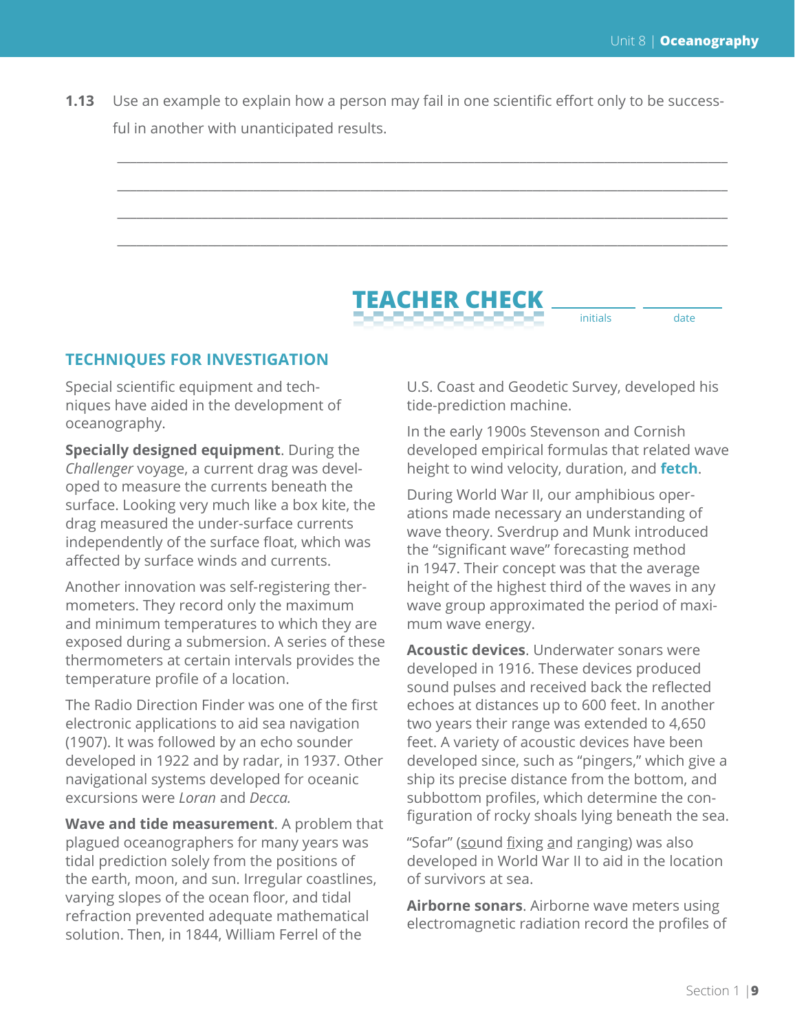**1.13** Use an example to explain how a person may fail in one scientific effort only to be successful in another with unanticipated results.

___________________________________________________________________________

___________________________________________________________________________

___________________________________________________________________________

___________________________________________________________________________

**TEACHER CHECK** _________ initials _________ date

## TECHNIQUES FOR INVESTIGATION

Special scientific equipment and techniques have aided in the development of oceanography.

**Specially designed equipment**. During the *Challenger* voyage, a current drag was developed to measure the currents beneath the surface. Looking very much like a box kite, the drag measured the under-surface currents independently of the surface float, which was affected by surface winds and currents.

Another innovation was self-registering thermometers. They record only the maximum and minimum temperatures to which they are exposed during a submersion. A series of these thermometers at certain intervals provides the temperature profile of a location.

The Radio Direction Finder was one of the first electronic applications to aid sea navigation (1907). It was followed by an echo sounder developed in 1922 and by radar, in 1937. Other navigational systems developed for oceanic excursions were *Loran* and *Decca.*

**Wave and tide measurement**. A problem that plagued oceanographers for many years was tidal prediction solely from the positions of the earth, moon, and sun. Irregular coastlines, varying slopes of the ocean floor, and tidal refraction prevented adequate mathematical solution. Then, in 1844, William Ferrel of the U.S. Coast and Geodetic Survey, developed his tide-prediction machine.

In the early 1900s Stevenson and Cornish developed empirical formulas that related wave height to wind velocity, duration, and **fetch**.

During World War II, our amphibious operations made necessary an understanding of wave theory. Sverdrup and Munk introduced the "significant wave" forecasting method in 1947. Their concept was that the average height of the highest third of the waves in any wave group approximated the period of maximum wave energy.

**Acoustic devices**. Underwater sonars were developed in 1916. These devices produced sound pulses and received back the reflected echoes at distances up to 600 feet. In another two years their range was extended to 4,650 feet. A variety of acoustic devices have been developed since, such as "pingers," which give a ship its precise distance from the bottom, and subbottom profiles, which determine the configuration of rocky shoals lying beneath the sea.

"Sofar" (sound fixing and ranging) was also developed in World War II to aid in the location of survivors at sea.

**Airborne sonars**. Airborne wave meters using electromagnetic radiation record the profiles of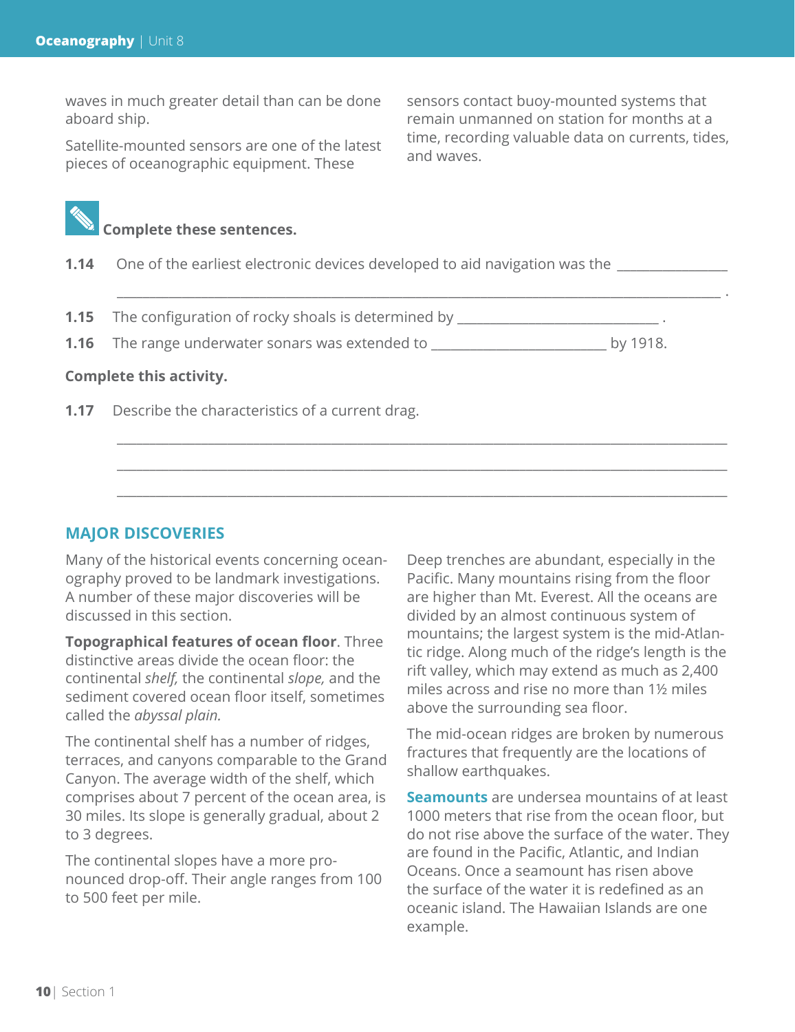waves in much greater detail than can be done aboard ship.

Satellite-mounted sensors are one of the latest pieces of oceanographic equipment. These sensors contact buoy-mounted systems that remain unmanned on station for months at a time, recording valuable data on currents, tides, and waves.

**Complete these sentences.**

**1.14** One of the earliest electronic devices developed to aid navigation was the ________________ ________________________________________________________________________________ .

**1.15** The configuration of rocky shoals is determined by ____________________________ .

**1.16** The range underwater sonars was extended to __________________________ by 1918.

**Complete this activity.**

**1.17** Describe the characteristics of a current drag.

________________________________________________________________________________

________________________________________________________________________________

________________________________________________________________________________

## MAJOR DISCOVERIES

Many of the historical events concerning oceanography proved to be landmark investigations. A number of these major discoveries will be discussed in this section.

**Topographical features of ocean floor**. Three distinctive areas divide the ocean floor: the continental *shelf,* the continental *slope,* and the sediment covered ocean floor itself, sometimes called the *abyssal plain.*

The continental shelf has a number of ridges, terraces, and canyons comparable to the Grand Canyon. The average width of the shelf, which comprises about 7 percent of the ocean area, is 30 miles. Its slope is generally gradual, about 2 to 3 degrees.

The continental slopes have a more pronounced drop-off. Their angle ranges from 100 to 500 feet per mile.

Deep trenches are abundant, especially in the Pacific. Many mountains rising from the floor are higher than Mt. Everest. All the oceans are divided by an almost continuous system of mountains; the largest system is the mid-Atlantic ridge. Along much of the ridge's length is the rift valley, which may extend as much as 2,400 miles across and rise no more than 1½ miles above the surrounding sea floor.

The mid-ocean ridges are broken by numerous fractures that frequently are the locations of shallow earthquakes.

**Seamounts** are undersea mountains of at least 1000 meters that rise from the ocean floor, but do not rise above the surface of the water. They are found in the Pacific, Atlantic, and Indian Oceans. Once a seamount has risen above the surface of the water it is redefined as an oceanic island. The Hawaiian Islands are one example.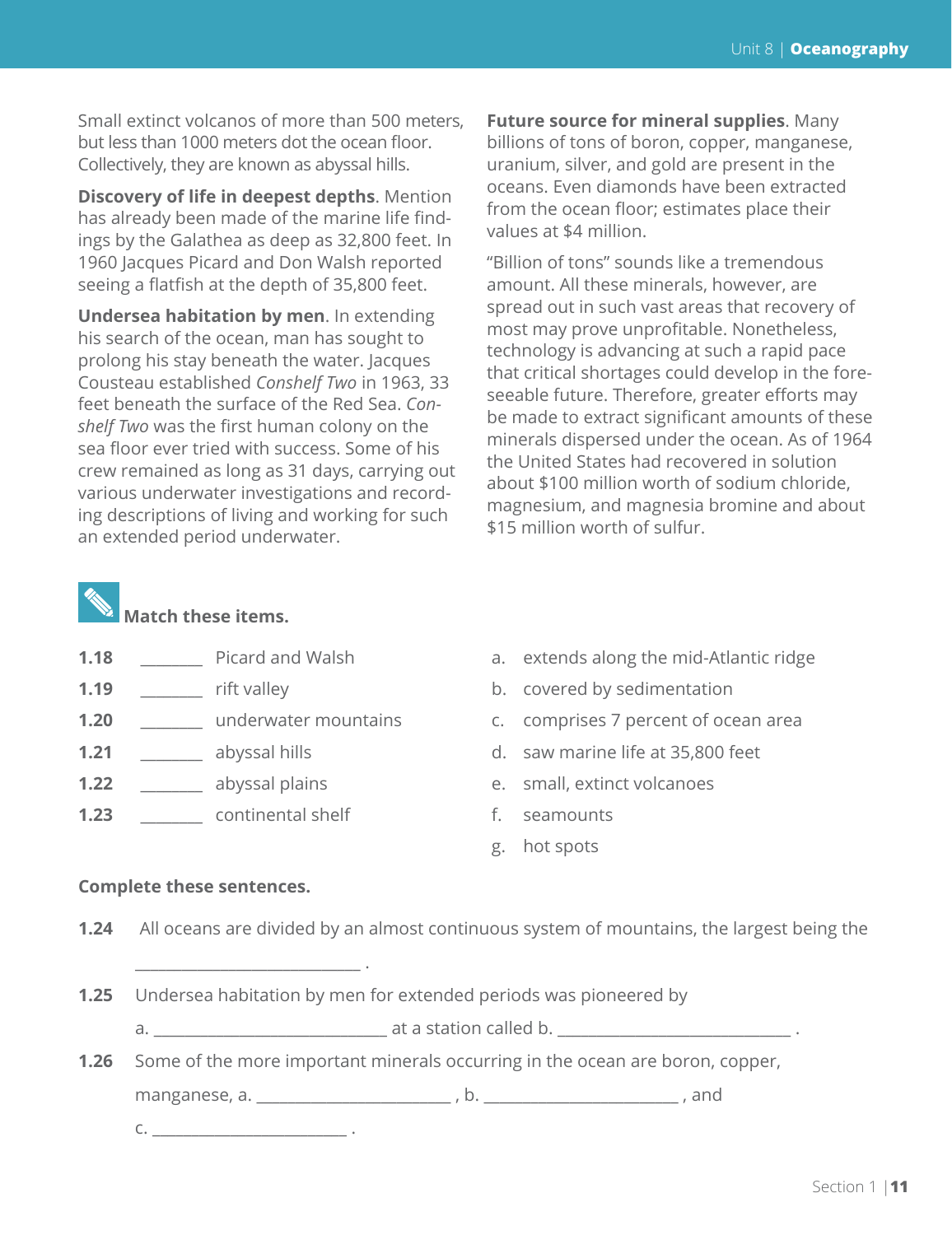Small extinct volcanos of more than 500 meters, but less than 1000 meters dot the ocean floor. Collectively, they are known as abyssal hills.

**Discovery of life in deepest depths**. Mention has already been made of the marine life findings by the Galathea as deep as 32,800 feet. In 1960 Jacques Picard and Don Walsh reported seeing a flatfish at the depth of 35,800 feet.

**Undersea habitation by men**. In extending his search of the ocean, man has sought to prolong his stay beneath the water. Jacques Cousteau established *Conshelf Two* in 1963, 33 feet beneath the surface of the Red Sea. *Conshelf Two* was the first human colony on the sea floor ever tried with success. Some of his crew remained as long as 31 days, carrying out various underwater investigations and recording descriptions of living and working for such an extended period underwater.

**Future source for mineral supplies**. Many billions of tons of boron, copper, manganese, uranium, silver, and gold are present in the oceans. Even diamonds have been extracted from the ocean floor; estimates place their values at $4 million.

"Billion of tons" sounds like a tremendous amount. All these minerals, however, are spread out in such vast areas that recovery of most may prove unprofitable. Nonetheless, technology is advancing at such a rapid pace that critical shortages could develop in the foreseeable future. Therefore, greater efforts may be made to extract significant amounts of these minerals dispersed under the ocean. As of 1964 the United States had recovered in solution about $100 million worth of sodium chloride, magnesium, and magnesia bromine and about $15 million worth of sulfur.

**Match these items.**

**1.18** _______ Picard and Walsh

**1.19** _______ rift valley

**1.20** _______ underwater mountains

**1.21** _______ abyssal hills

**1.22** _______ abyssal plains

**1.23** _______ continental shelf

a. extends along the mid-Atlantic ridge

b. covered by sedimentation

c. comprises 7 percent of ocean area

d. saw marine life at 35,800 feet

e. small, extinct volcanoes

f. seamounts

g. hot spots

**Complete these sentences.**

**1.24** All oceans are divided by an almost continuous system of mountains, the largest being the ___________________________ .

**1.25** Undersea habitation by men for extended periods was pioneered by a. ___________________________ at a station called b. ___________________________ .

**1.26** Some of the more important minerals occurring in the ocean are boron, copper, manganese, a. ______________________ , b. ______________________ , and c. ______________________ .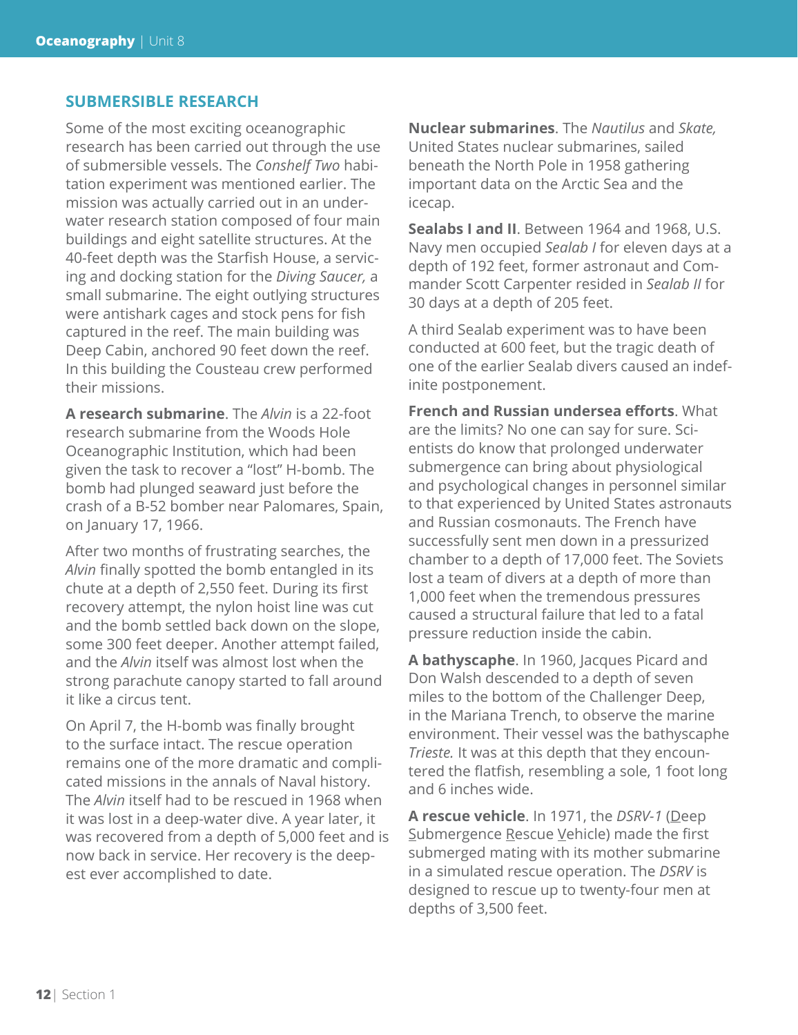## SUBMERSIBLE RESEARCH

Some of the most exciting oceanographic research has been carried out through the use of submersible vessels. The *Conshelf Two* habitation experiment was mentioned earlier. The mission was actually carried out in an underwater research station composed of four main buildings and eight satellite structures. At the 40-feet depth was the Starfish House, a servicing and docking station for the *Diving Saucer,* a small submarine. The eight outlying structures were antishark cages and stock pens for fish captured in the reef. The main building was Deep Cabin, anchored 90 feet down the reef. In this building the Cousteau crew performed their missions.

**A research submarine**. The *Alvin* is a 22-foot research submarine from the Woods Hole Oceanographic Institution, which had been given the task to recover a "lost" H-bomb. The bomb had plunged seaward just before the crash of a B-52 bomber near Palomares, Spain, on January 17, 1966.

After two months of frustrating searches, the *Alvin* finally spotted the bomb entangled in its chute at a depth of 2,550 feet. During its first recovery attempt, the nylon hoist line was cut and the bomb settled back down on the slope, some 300 feet deeper. Another attempt failed, and the *Alvin* itself was almost lost when the strong parachute canopy started to fall around it like a circus tent.

On April 7, the H-bomb was finally brought to the surface intact. The rescue operation remains one of the more dramatic and complicated missions in the annals of Naval history. The *Alvin* itself had to be rescued in 1968 when it was lost in a deep-water dive. A year later, it was recovered from a depth of 5,000 feet and is now back in service. Her recovery is the deepest ever accomplished to date.

**Nuclear submarines**. The *Nautilus* and *Skate,* United States nuclear submarines, sailed beneath the North Pole in 1958 gathering important data on the Arctic Sea and the icecap.

**Sealabs I and II**. Between 1964 and 1968, U.S. Navy men occupied *Sealab I* for eleven days at a depth of 192 feet, former astronaut and Commander Scott Carpenter resided in *Sealab II* for 30 days at a depth of 205 feet.

A third Sealab experiment was to have been conducted at 600 feet, but the tragic death of one of the earlier Sealab divers caused an indefinite postponement.

**French and Russian undersea efforts**. What are the limits? No one can say for sure. Scientists do know that prolonged underwater submergence can bring about physiological and psychological changes in personnel similar to that experienced by United States astronauts and Russian cosmonauts. The French have successfully sent men down in a pressurized chamber to a depth of 17,000 feet. The Soviets lost a team of divers at a depth of more than 1,000 feet when the tremendous pressures caused a structural failure that led to a fatal pressure reduction inside the cabin.

**A bathyscaphe**. In 1960, Jacques Picard and Don Walsh descended to a depth of seven miles to the bottom of the Challenger Deep, in the Mariana Trench, to observe the marine environment. Their vessel was the bathyscaphe *Trieste.* It was at this depth that they encountered the flatfish, resembling a sole, 1 foot long and 6 inches wide.

**A rescue vehicle**. In 1971, the *DSRV-1* (Deep Submergence Rescue Vehicle) made the first submerged mating with its mother submarine in a simulated rescue operation. The *DSRV* is designed to rescue up to twenty-four men at depths of 3,500 feet.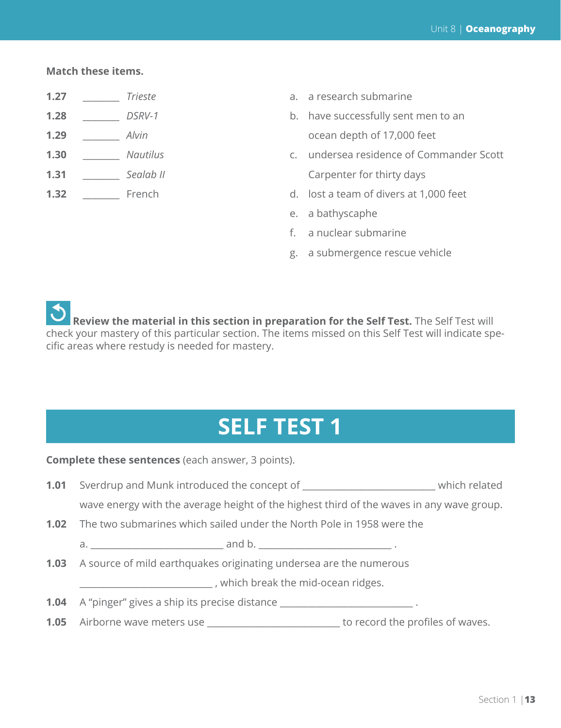**Match these items.**

1.27 ________ *Trieste*

1.28 ________ *DSRV-1*

1.29 ________ *Alvin*

1.30 ________ *Nautilus*

1.31 ________ *Sealab II*

1.32 ________ French

a. a research submarine

b. have successfully sent men to an ocean depth of 17,000 feet

c. undersea residence of Commander Scott Carpenter for thirty days

d. lost a team of divers at 1,000 feet

e. a bathyscaphe

f. a nuclear submarine

g. a submergence rescue vehicle

**Review the material in this section in preparation for the Self Test.** The Self Test will check your mastery of this particular section. The items missed on this Self Test will indicate specific areas where restudy is needed for mastery.

# SELF TEST 1

**Complete these sentences** (each answer, 3 points).

**1.01** Sverdrup and Munk introduced the concept of ____________________________ which related wave energy with the average height of the highest third of the waves in any wave group.

**1.02** The two submarines which sailed under the North Pole in 1958 were the

a. ____________________________ and b. ____________________________ .

**1.03** A source of mild earthquakes originating undersea are the numerous

____________________________ , which break the mid-ocean ridges.

**1.04** A "pinger" gives a ship its precise distance ____________________________ .

**1.05** Airborne wave meters use ____________________________ to record the profiles of waves.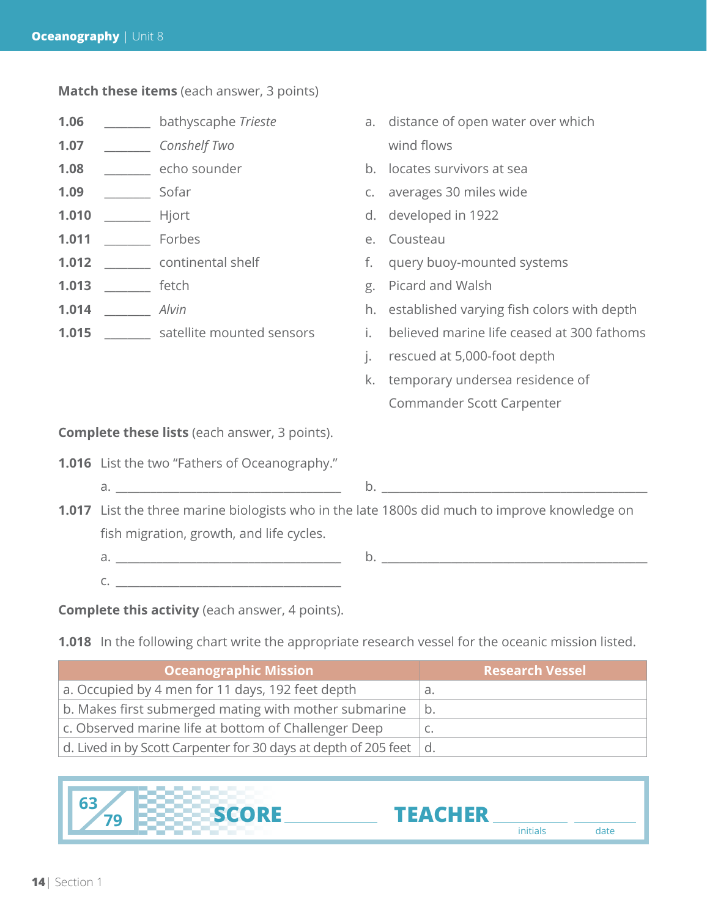**Match these items** (each answer, 3 points)

1.06 _______ bathyscaphe *Trieste*

1.07 _______ *Conshelf Two*

1.08 _______ echo sounder

1.09 _______ Sofar

1.010 _______ Hjort

1.011 _______ Forbes

1.012 _______ continental shelf

1.013 _______ fetch

1.014 _______ *Alvin*

1.015 _______ satellite mounted sensors

a. distance of open water over which wind flows

b. locates survivors at sea

c. averages 30 miles wide

d. developed in 1922

e. Cousteau

f. query buoy-mounted systems

g. Picard and Walsh

h. established varying fish colors with depth

i. believed marine life ceased at 300 fathoms

j. rescued at 5,000-foot depth

k. temporary undersea residence of Commander Scott Carpenter

**Complete these lists** (each answer, 3 points).

1.016 List the two "Fathers of Oceanography."

a. ______________________ b. ______________________

1.017 List the three marine biologists who in the late 1800s did much to improve knowledge on fish migration, growth, and life cycles.

a. ______________________ b. ______________________

c. ______________________

**Complete this activity** (each answer, 4 points).

1.018 In the following chart write the appropriate research vessel for the oceanic mission listed.

| Oceanographic Mission | Research Vessel |
|---|---|
| a. Occupied by 4 men for 11 days, 192 feet depth | a. |
| b. Makes first submerged mating with mother submarine | b. |
| c. Observed marine life at bottom of Challenger Deep | c. |
| d. Lived in by Scott Carpenter for 30 days at depth of 205 feet | d. |

63/79 **SCORE** ____________ **TEACHER** ____________ initials ____________ date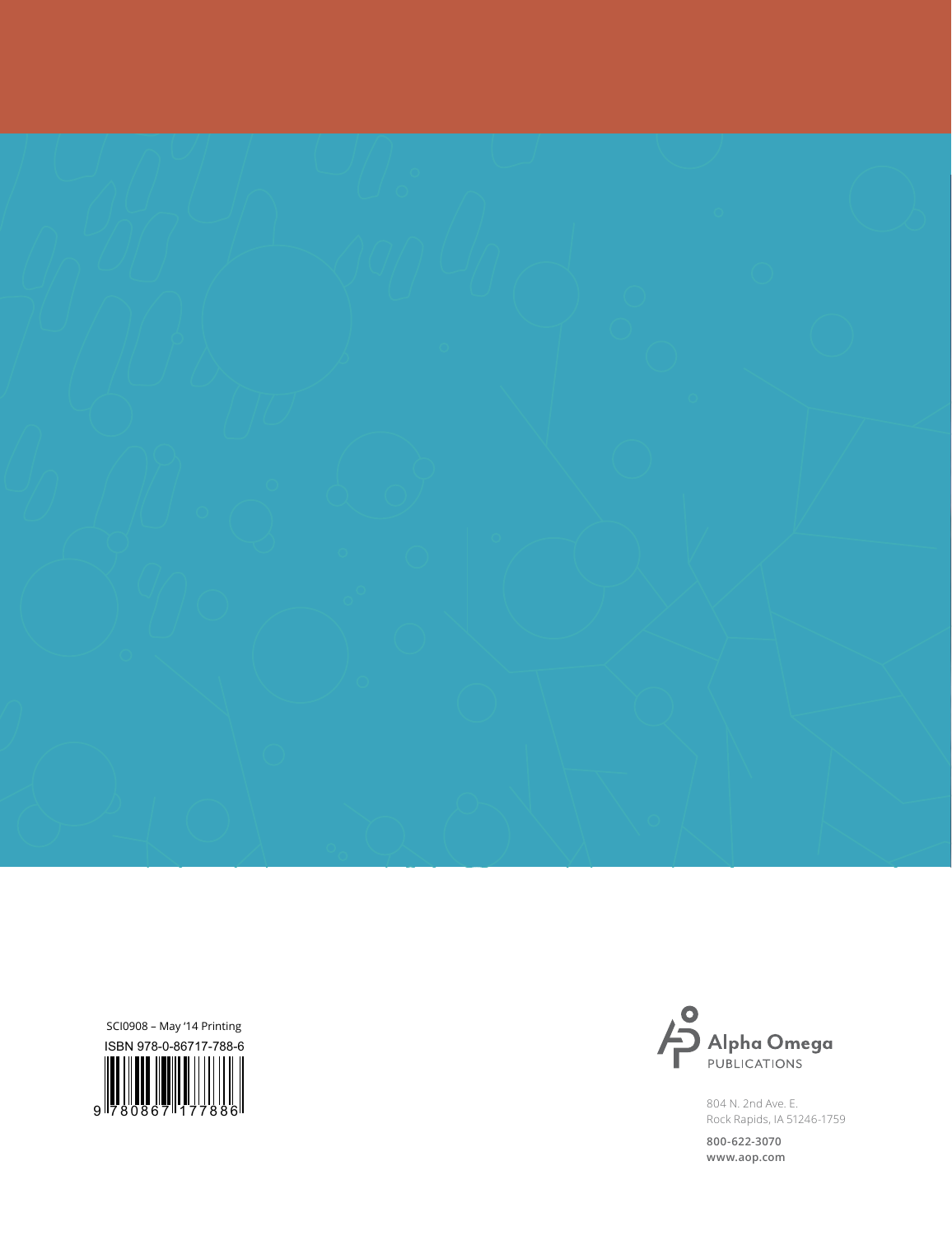SCI0908 – May '14 Printing

ISBN 978-0-86717-788-6

9 780867 177886

Alpha Omega
PUBLICATIONS

804 N. 2nd Ave. E.
Rock Rapids, IA 51246-1759

**800-622-3070**
**www.aop.com**